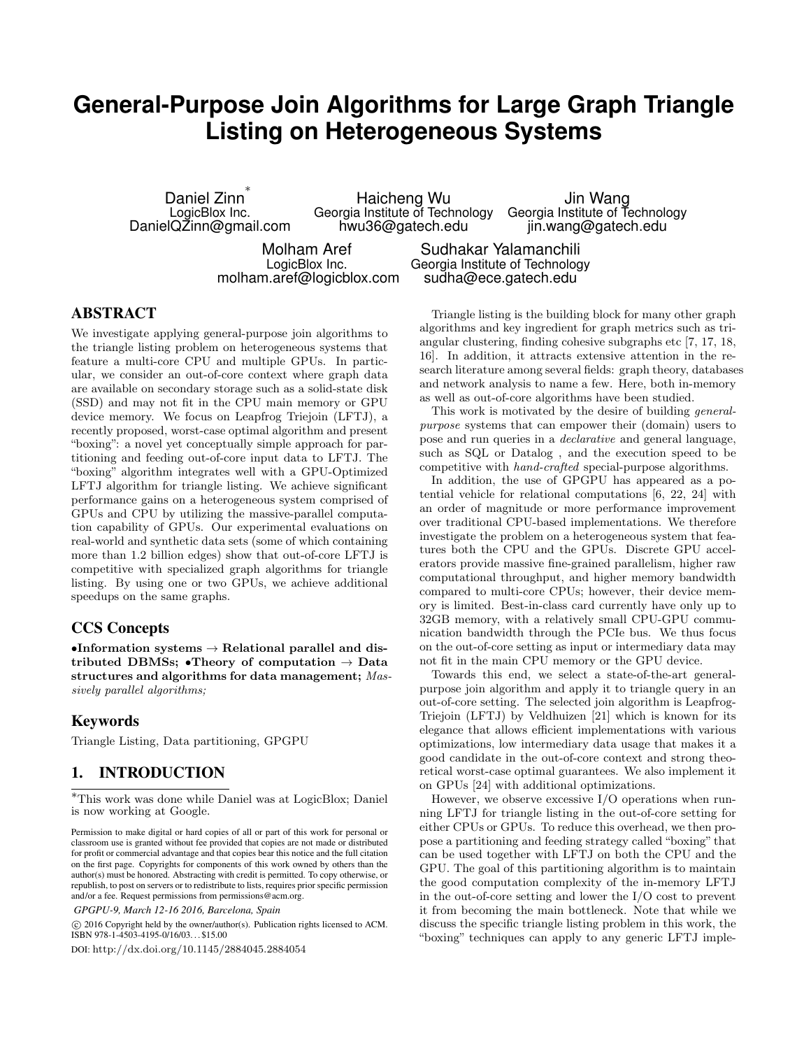# General-Purpose Join Algorithms for Large Graph Triangle Listing on Heterogeneous Systems

Daniel Zinn*
LogicBlox Inc.
DanielQZinn@gmail.com

Haicheng Wu
Georgia Institute of Technology
hwu36@gatech.edu

Jin Wang
Georgia Institute of Technology
jin.wang@gatech.edu

Molham Aref
LogicBlox Inc.
molham.aref@logicblox.com

Sudhakar Yalamanchili
Georgia Institute of Technology
sudha@ece.gatech.edu

## ABSTRACT

We investigate applying general-purpose join algorithms to the triangle listing problem on heterogeneous systems that feature a multi-core CPU and multiple GPUs. In particular, we consider an out-of-core context where graph data are available on secondary storage such as a solid-state disk (SSD) and may not fit in the CPU main memory or GPU device memory. We focus on Leapfrog Triejoin (LFTJ), a recently proposed, worst-case optimal algorithm and present "boxing": a novel yet conceptually simple approach for partitioning and feeding out-of-core input data to LFTJ. The "boxing" algorithm integrates well with a GPU-Optimized LFTJ algorithm for triangle listing. We achieve significant performance gains on a heterogeneous system comprised of GPUs and CPU by utilizing the massive-parallel computation capability of GPUs. Our experimental evaluations on real-world and synthetic data sets (some of which containing more than 1.2 billion edges) show that out-of-core LFTJ is competitive with specialized graph algorithms for triangle listing. By using one or two GPUs, we achieve additional speedups on the same graphs.

## CCS Concepts

•**Information systems → Relational parallel and distributed DBMSs;** •**Theory of computation → Data structures and algorithms for data management;** *Massively parallel algorithms;*

## Keywords

Triangle Listing, Data partitioning, GPGPU

## 1. INTRODUCTION

*This work was done while Daniel was at LogicBlox; Daniel is now working at Google.

Permission to make digital or hard copies of all or part of this work for personal or classroom use is granted without fee provided that copies are not made or distributed for profit or commercial advantage and that copies bear this notice and the full citation on the first page. Copyrights for components of this work owned by others than the author(s) must be honored. Abstracting with credit is permitted. To copy otherwise, or republish, to post on servers or to redistribute to lists, requires prior specific permission and/or a fee. Request permissions from permissions@acm.org.

*GPGPU-9, March 12-16 2016, Barcelona, Spain*

© 2016 Copyright held by the owner/author(s). Publication rights licensed to ACM. ISBN 978-1-4503-4195-0/16/03...$15.00

DOI: http://dx.doi.org/10.1145/2884045.2884054

Triangle listing is the building block for many other graph algorithms and key ingredient for graph metrics such as triangular clustering, finding cohesive subgraphs etc [7, 17, 18, 16]. In addition, it attracts extensive attention in the research literature among several fields: graph theory, databases and network analysis to name a few. Here, both in-memory as well as out-of-core algorithms have been studied.

This work is motivated by the desire of building *general-purpose* systems that can empower their (domain) users to pose and run queries in a *declarative* and general language, such as SQL or Datalog , and the execution speed to be competitive with *hand-crafted* special-purpose algorithms.

In addition, the use of GPGPU has appeared as a potential vehicle for relational computations [6, 22, 24] with an order of magnitude or more performance improvement over traditional CPU-based implementations. We therefore investigate the problem on a heterogeneous system that features both the CPU and the GPUs. Discrete GPU accelerators provide massive fine-grained parallelism, higher raw computational throughput, and higher memory bandwidth compared to multi-core CPUs; however, their device memory is limited. Best-in-class card currently have only up to 32GB memory, with a relatively small CPU-GPU communication bandwidth through the PCIe bus. We thus focus on the out-of-core setting as input or intermediary data may not fit in the main CPU memory or the GPU device.

Towards this end, we select a state-of-the-art general-purpose join algorithm and apply it to triangle query in an out-of-core setting. The selected join algorithm is Leapfrog-Triejoin (LFTJ) by Veldhuizen [21] which is known for its elegance that allows efficient implementations with various optimizations, low intermediary data usage that makes it a good candidate in the out-of-core context and strong theoretical worst-case optimal guarantees. We also implement it on GPUs [24] with additional optimizations.

However, we observe excessive I/O operations when running LFTJ for triangle listing in the out-of-core setting for either CPUs or GPUs. To reduce this overhead, we then propose a partitioning and feeding strategy called "boxing" that can be used together with LFTJ on both the CPU and the GPU. The goal of this partitioning algorithm is to maintain the good computation complexity of the in-memory LFTJ in the out-of-core setting and lower the I/O cost to prevent it from becoming the main bottleneck. Note that while we discuss the specific triangle listing problem in this work, the "boxing" techniques can apply to any generic LFTJ imple-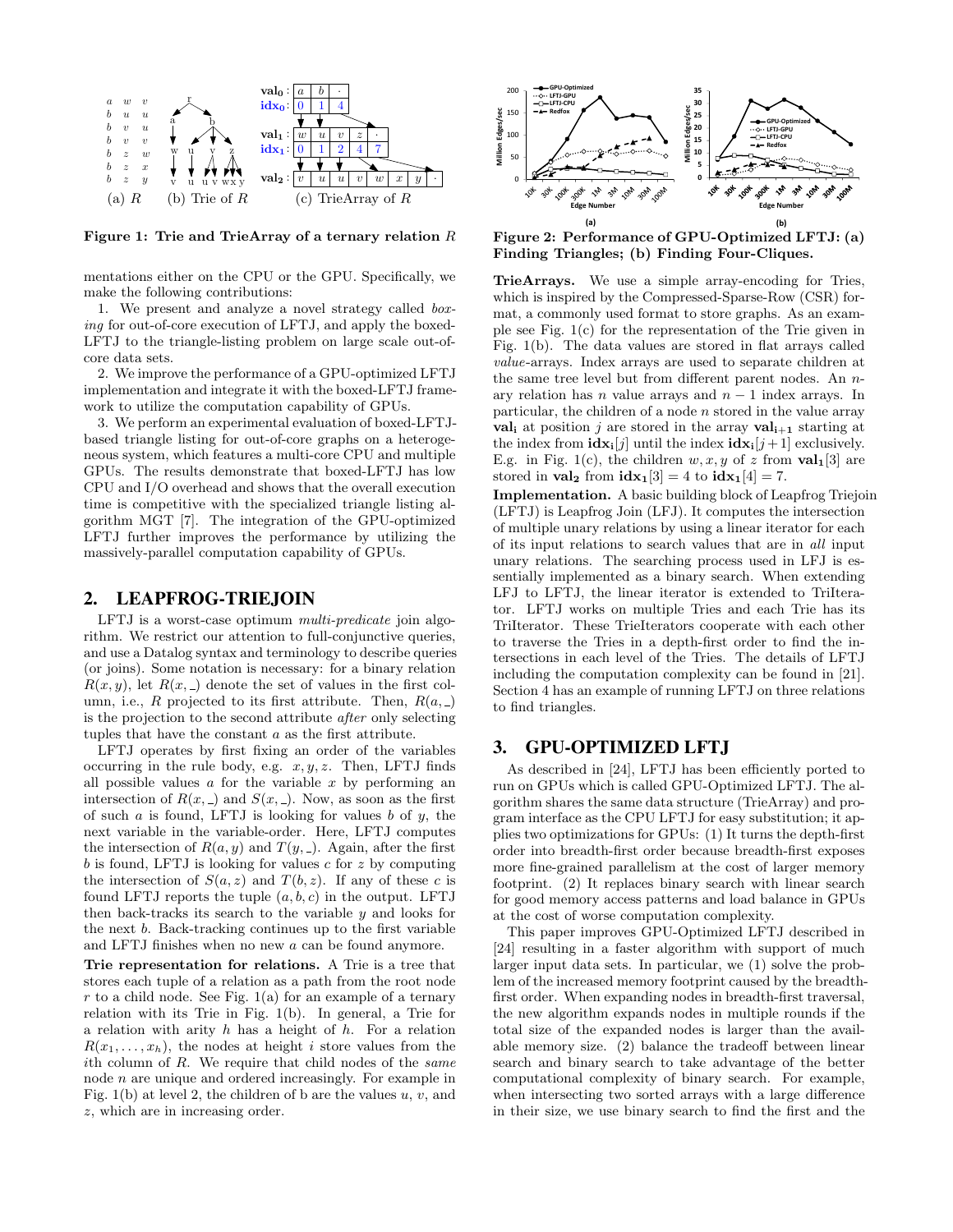Figure 1: Trie and TrieArray of a ternary relation $R$

mentations either on the CPU or the GPU. Specifically, we make the following contributions:

1. We present and analyze a novel strategy called *boxing* for out-of-core execution of LFTJ, and apply the boxed-LFTJ to the triangle-listing problem on large scale out-of-core data sets.

2. We improve the performance of a GPU-optimized LFTJ implementation and integrate it with the boxed-LFTJ framework to utilize the computation capability of GPUs.

3. We perform an experimental evaluation of boxed-LFTJ-based triangle listing for out-of-core graphs on a heterogeneous system, which features a multi-core CPU and multiple GPUs. The results demonstrate that boxed-LFTJ has low CPU and I/O overhead and shows that the overall execution time is competitive with the specialized triangle listing algorithm MGT [7]. The integration of the GPU-optimized LFTJ further improves the performance by utilizing the massively-parallel computation capability of GPUs.

## 2. LEAPFROG-TRIEJOIN

LFTJ is a worst-case optimum *multi-predicate* join algorithm. We restrict our attention to full-conjunctive queries, and use a Datalog syntax and terminology to describe queries (or joins). Some notation is necessary: for a binary relation $R(x, y)$, let $R(x, \_)$ denote the set of values in the first column, i.e., $R$ projected to its first attribute. Then, $R(a, \_)$ is the projection to the second attribute *after* only selecting tuples that have the constant $a$ as the first attribute.

LFTJ operates by first fixing an order of the variables occurring in the rule body, e.g. $x, y, z$. Then, LFTJ finds all possible values $a$ for the variable $x$ by performing an intersection of $R(x, \_)$ and $S(x, \_)$. Now, as soon as the first of such $a$ is found, LFTJ is looking for values $b$ of $y$, the next variable in the variable-order. Here, LFTJ computes the intersection of $R(a, y)$ and $T(y, \_)$. Again, after the first $b$ is found, LFTJ is looking for values $c$ for $z$ by computing the intersection of $S(a, z)$ and $T(b, z)$. If any of these $c$ is found LFTJ reports the tuple $(a, b, c)$ in the output. LFTJ then back-tracks its search to the variable $y$ and looks for the next $b$. Back-tracking continues up to the first variable and LFTJ finishes when no new $a$ can be found anymore.

**Trie representation for relations.** A Trie is a tree that stores each tuple of a relation as a path from the root node $r$ to a child node. See Fig. 1(a) for an example of a ternary relation with its Trie in Fig. 1(b). In general, a Trie for a relation with arity $h$ has a height of $h$. For a relation $R(x_1, \ldots, x_h)$, the nodes at height $i$ store values from the $i$th column of $R$. We require that child nodes of the *same* node $n$ are unique and ordered increasingly. For example in Fig. 1(b) at level 2, the children of b are the values $u$, $v$, and $z$, which are in increasing order.

Figure 2: Performance of GPU-Optimized LFTJ: (a) Finding Triangles; (b) Finding Four-Cliques.

**TrieArrays.** We use a simple array-encoding for Tries, which is inspired by the Compressed-Sparse-Row (CSR) format, a commonly used format to store graphs. As an example see Fig. 1(c) for the representation of the Trie given in Fig. 1(b). The data values are stored in flat arrays called *value*-arrays. Index arrays are used to separate children at the same tree level but from different parent nodes. An $n$-ary relation has $n$ value arrays and $n-1$ index arrays. In particular, the children of a node $n$ stored in the value array $\mathbf{val_i}$ at position $j$ are stored in the array $\mathbf{val_{i+1}}$ starting at the index from $\mathbf{idx_i}[j]$ until the index $\mathbf{idx_i}[j+1]$ exclusively. E.g. in Fig. 1(c), the children $w, x, y$ of $z$ from $\mathbf{val_1}[3]$ are stored in $\mathbf{val_2}$ from $\mathbf{idx_1}[3] = 4$ to $\mathbf{idx_1}[4] = 7$.

**Implementation.** A basic building block of Leapfrog Triejoin (LFTJ) is Leapfrog Join (LFJ). It computes the intersection of multiple unary relations by using a linear iterator for each of its input relations to search values that are in *all* input unary relations. The searching process used in LFJ is essentially implemented as a binary search. When extending LFJ to LFTJ, the linear iterator is extended to TriIterator. LFTJ works on multiple Tries and each Trie has its TrieIterator. These TrieIterators cooperate with each other to traverse the Tries in a depth-first order to find the intersections in each level of the Tries. The details of LFTJ including the computation complexity can be found in [21]. Section 4 has an example of running LFTJ on three relations to find triangles.

## 3. GPU-OPTIMIZED LFTJ

As described in [24], LFTJ has been efficiently ported to run on GPUs which is called GPU-Optimized LFTJ. The algorithm shares the same data structure (TrieArray) and program interface as the CPU LFTJ for easy substitution; it applies two optimizations for GPUs: (1) It turns the depth-first order into breadth-first order because breadth-first exposes more fine-grained parallelism at the cost of larger memory footprint. (2) It replaces binary search with linear search for good memory access patterns and load balance in GPUs at the cost of worse computation complexity.

This paper improves GPU-Optimized LFTJ described in [24] resulting in a faster algorithm with support of much larger input data sets. In particular, we (1) solve the problem of the increased memory footprint caused by the breadth-first order. When expanding nodes in breadth-first traversal, the new algorithm expands nodes in multiple rounds if the total size of the expanded nodes is larger than the available memory size. (2) balance the tradeoff between linear search and binary search to take advantage of the better computational complexity of binary search. For example, when intersecting two sorted arrays with a large difference in their size, we use binary search to find the first and the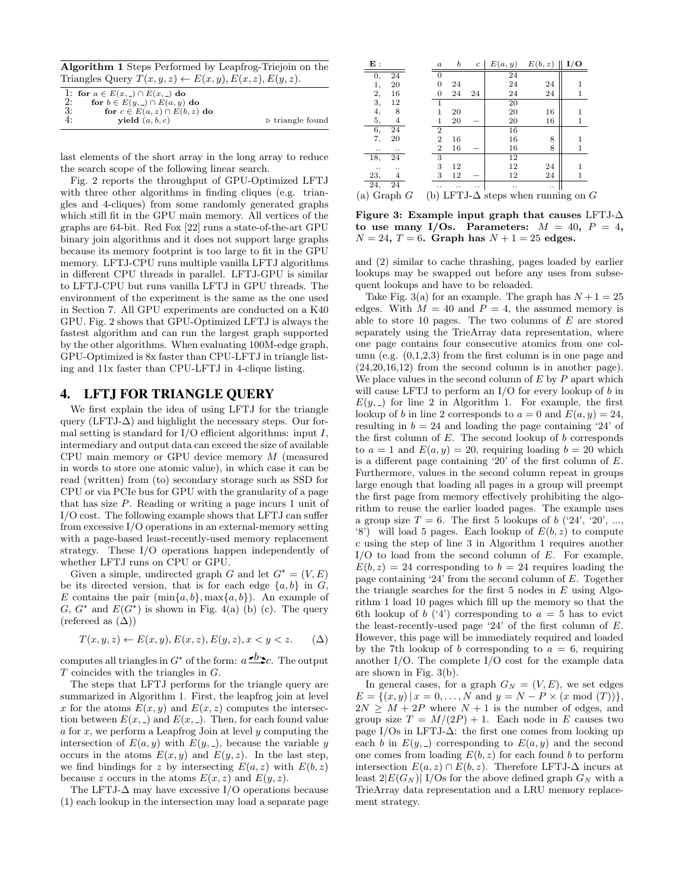**Algorithm 1** Steps Performed by Leapfrog-Triejoin on the Triangles Query $T(x,y,z) \leftarrow E(x,y), E(x,z), E(y,z)$.

```
1: for a ∈ E(x,_) ∩ E(x,_) do
2:     for b ∈ E(y,_) ∩ E(a,y) do
3:         for c ∈ E(a,z) ∩ E(b,z) do
4:             yield (a,b,c)                    ▷ triangle found
```

last elements of the short array in the long array to reduce the search scope of the following linear search.

Fig. 2 reports the throughput of GPU-Optimized LFTJ with three other algorithms in finding cliques (e.g. triangles and 4-cliques) from some randomly generated graphs which still fit in the GPU main memory. All vertices of the graphs are 64-bit. Red Fox [22] runs a state-of-the-art GPU binary join algorithms and it does not support large graphs because its memory footprint is too large to fit in the GPU memory. LFTJ-CPU runs multiple vanilla LFTJ algorithms in different CPU threads in parallel. LFTJ-GPU is similar to LFTJ-CPU but runs vanilla LFTJ in GPU threads. The environment of the experiment is the same as the one used in Section 7. All GPU experiments are conducted on a K40 GPU. Fig. 2 shows that GPU-Optimized LFTJ is always the fastest algorithm and can run the largest graph supported by the other algorithms. When evaluating 100M-edge graph, GPU-Optimized is 8x faster than CPU-LFTJ in triangle listing and 11x faster than CPU-LFTJ in 4-clique listing.

## 4. LFTJ FOR TRIANGLE QUERY

We first explain the idea of using LFTJ for the triangle query (LFTJ-Δ) and highlight the necessary steps. Our formal setting is standard for I/O efficient algorithms: input $I$, intermediary and output data can exceed the size of available CPU main memory or GPU device memory $M$ (measured in words to store one atomic value), in which case it can be read (written) from (to) secondary storage such as SSD for CPU or via PCIe bus for GPU with the granularity of a page that has size $P$. Reading or writing a page incurs 1 unit of I/O cost. The following example shows that LFTJ can suffer from excessive I/O operations in an external-memory setting with a page-based least-recently-used memory replacement strategy. These I/O operations happen independently of whether LFTJ runs on CPU or GPU.

Given a simple, undirected graph $G$ and let $G^\star = (V, E)$ be its directed version, that is for each edge $\{a,b\}$ in $G$, $E$ contains the pair $(\min\{a,b\}, \max\{a,b\})$. An example of $G$, $G^\star$ and $E(G^\star)$ is shown in Fig. 4(a) (b) (c). The query (refereed as (Δ))

$$T(x,y,z) \leftarrow E(x,y), E(x,z), E(y,z), x < y < z. \qquad (\Delta)$$

computes all triangles in $G^\star$ of the form: $a \overset{b}{\rightarrow} c$. The output $T$ coincides with the triangles in $G$.

The steps that LFTJ performs for the triangle query are summarized in Algorithm 1. First, the leapfrog join at level $x$ for the atoms $E(x,y)$ and $E(x,z)$ computes the intersection between $E(x,\_)$ and $E(x,\_)$. Then, for each found value $a$ for $x$, we perform a Leapfrog Join at level $y$ computing the intersection of $E(a,y)$ with $E(y,\_)$, because the variable $y$ occurs in the atoms $E(x,y)$ and $E(y,z)$. In the last step, we find bindings for $z$ by intersecting $E(a,z)$ with $E(b,z)$ because $z$ occurs in the atoms $E(x,z)$ and $E(y,z)$.

The LFTJ-Δ may have excessive I/O operations because (1) each lookup in the intersection may load a separate page

| **E** : | |
|---|---|
| 0, | 24 |
| 1, | 20 |
| 2, | 16 |
| 3, | 12 |
| 4, | 8 |
| 5, | 4 |
| 6, | 24 |
| 7, | 20 |
| .. | .. |
| 18, | 24 |
| .. | .. |
| 23, | 4 |
| 24, | 24 |

(a) Graph $G$

| $a$ | $b$ | $c$ | $E(a,y)$ | $E(b,z)$ | I/O |
|---|---|---|---|---|---|
| 0 | | | 24 | | |
| 0 | 24 | | 24 | 24 | 1 |
| 0 | 24 | 24 | 24 | 24 | 1 |
| 1 | | | 20 | | |
| 1 | 20 | | 20 | 16 | 1 |
| 1 | 20 | − | 20 | 16 | 1 |
| 2 | | | 16 | | |
| 2 | 16 | | 16 | 8 | 1 |
| 2 | 16 | − | 16 | 8 | 1 |
| 3 | | | 12 | | |
| 3 | 12 | | 12 | 24 | 1 |
| 3 | 12 | − | 12 | 24 | 1 |
| .. | .. | .. | .. | .. | |

(b) LFTJ-Δ steps when running on $G$

**Figure 3: Example input graph that causes LFTJ-Δ to use many I/Os. Parameters: $M = 40$, $P = 4$, $N = 24$, $T = 6$. Graph has $N + 1 = 25$ edges.**

and (2) similar to cache thrashing, pages loaded by earlier lookups may be swapped out before any uses from subsequent lookups and have to be reloaded.

Take Fig. 3(a) for an example. The graph has $N + 1 = 25$ edges. With $M = 40$ and $P = 4$, the assumed memory is able to store 10 pages. The two columns of $E$ are stored separately using the TrieArray data representation, where one page contains four consecutive atomics from one column (e.g. (0,1,2,3) from the first column is in one page and (24,20,16,12) from the second column is in another page). We place values in the second column of $E$ by $P$ apart which will cause LFTJ to perform an I/O for every lookup of $b$ in $E(y,\_)$ for line 2 in Algorithm 1. For example, the first lookup of $b$ in line 2 corresponds to $a = 0$ and $E(a,y) = 24$, resulting in $b = 24$ and loading the page containing '24' of the first column of $E$. The second lookup of $b$ corresponds to $a = 1$ and $E(a,y) = 20$, requiring loading $b = 20$ which is a different page containing '20' of the first column of $E$. Furthermore, values in the second column repeat in groups large enough that loading all pages in a group will preempt the first page from memory effectively prohibiting the algorithm to reuse the earlier loaded pages. The example uses a group size $T = 6$. The first 5 lookups of $b$ ('24', '20', ..., '8') will load 5 pages. Each lookup of $E(b,z)$ to compute $c$ using the step of line 3 in Algorithm 1 requires another I/O to load from the second column of $E$. For example, $E(b,z) = 24$ corresponding to $b = 24$ requires loading the page containing '24' from the second column of $E$. Together the triangle searches for the first 5 nodes in $E$ using Algorithm 1 load 10 pages which fill up the memory so that the 6th lookup of $b$ ('4') corresponding to $a = 5$ has to evict the least-recently-used page '24' of the first column of $E$. However, this page will be immediately required and loaded by the 7th lookup of $b$ corresponding to $a = 6$, requiring another I/O. The complete I/O cost for the example data are shown in Fig. 3(b).

In general cases, for a graph $G_N = (V, E)$, we set edges $E = \{(x,y) \mid x = 0, \ldots, N \text{ and } y = N - P \times (x \bmod (T))\}$, $2N \geq M + 2P$ where $N + 1$ is the number of edges, and group size $T = M/(2P) + 1$. Each node in $E$ causes two page I/Os in LFTJ-Δ: the first one comes from looking up each $b$ in $E(y,\_)$ corresponding to $E(a,y)$ and the second one comes from loading $E(b,z)$ for each found $b$ to perform intersection $E(a,z) \cap E(b,z)$. Therefore LFTJ-Δ incurs at least $2|E(G_N)|$ I/Os for the above defined graph $G_N$ with a TrieArray data representation and a LRU memory replacement strategy.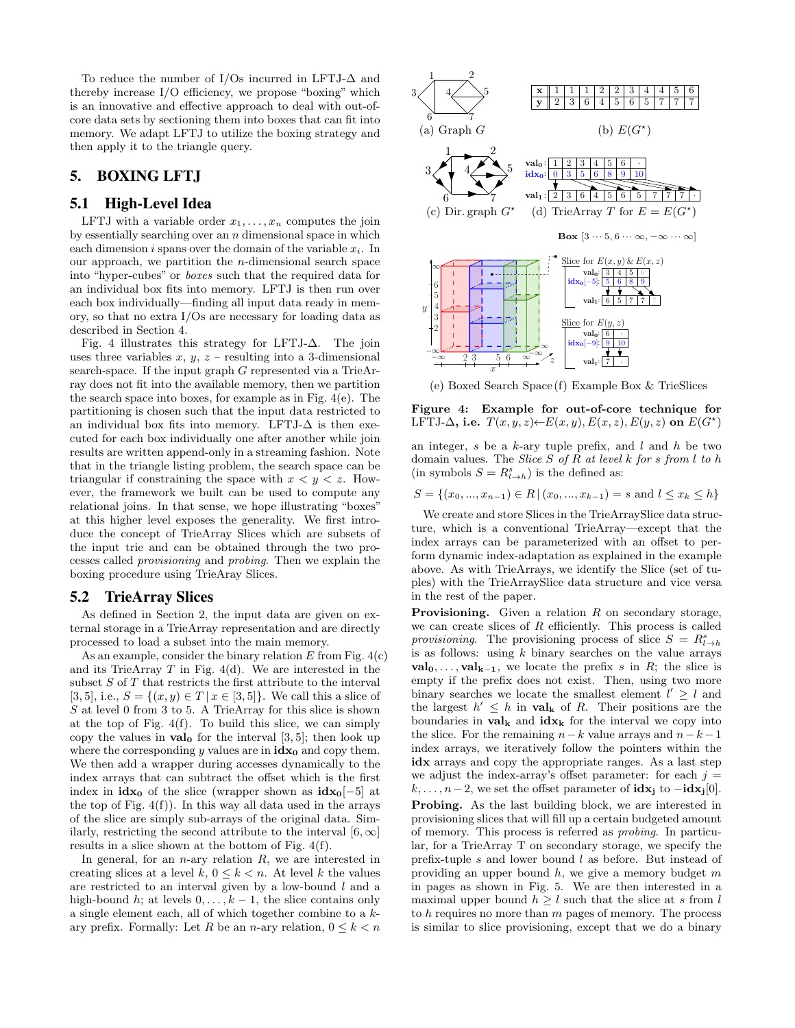To reduce the number of I/Os incurred in LFTJ-Δ and thereby increase I/O efficiency, we propose "boxing" which is an innovative and effective approach to deal with out-of-core data sets by sectioning them into boxes that can fit into memory. We adapt LFTJ to utilize the boxing strategy and then apply it to the triangle query.

## 5. BOXING LFTJ

### 5.1 High-Level Idea

LFTJ with a variable order $x_1, \ldots, x_n$ computes the join by essentially searching over an $n$ dimensional space in which each dimension $i$ spans over the domain of the variable $x_i$. In our approach, we partition the $n$-dimensional search space into "hyper-cubes" or *boxes* such that the required data for an individual box fits into memory. LFTJ is then run over each box individually—finding all input data ready in memory, so that no extra I/Os are necessary for loading data as described in Section 4.

Fig. 4 illustrates this strategy for LFTJ-Δ. The join uses three variables $x$, $y$, $z$ – resulting into a 3-dimensional search-space. If the input graph $G$ represented via a TrieArray does not fit into the available memory, then we partition the search space into boxes, for example as in Fig. 4(e). The partitioning is chosen such that the input data restricted to an individual box fits into memory. LFTJ-Δ is then executed for each box individually one after another while join results are written append-only in a streaming fashion. Note that in the triangle listing problem, the search space can be triangular if constraining the space with $x < y < z$. However, the framework we built can be used to compute any relational joins. In that sense, we hope illustrating "boxes" at this higher level exposes the generality. We first introduce the concept of TrieArray Slices which are subsets of the input trie and can be obtained through the two processes called *provisioning* and *probing*. Then we explain the boxing procedure using TrieArray Slices.

### 5.2 TrieArray Slices

As defined in Section 2, the input data are given on external storage in a TrieArray representation and are directly processed to load a subset into the main memory.

As an example, consider the binary relation $E$ from Fig. 4(c) and its TrieArray $T$ in Fig. 4(d). We are interested in the subset $S$ of $T$ that restricts the first attribute to the interval $[3, 5]$, i.e., $S = \{(x, y) \in T \mid x \in [3, 5]\}$. We call this a slice of $S$ at level 0 from 3 to 5. A TrieArray for this slice is shown at the top of Fig. 4(f). To build this slice, we can simply copy the values in $\mathbf{val_0}$ for the interval $[3, 5]$; then look up where the corresponding $y$ values are in $\mathbf{idx_0}$ and copy them. We then add a wrapper during accesses dynamically to the index arrays that can subtract the offset which is the first index in $\mathbf{idx_0}$ of the slice (wrapper shown as $\mathbf{idx_0}[-5]$ at the top of Fig. 4(f)). In this way all data used in the arrays of the slice are simply sub-arrays of the original data. Similarly, restricting the second attribute to the interval $[6, \infty]$ results in a slice shown at the bottom of Fig. 4(f).

In general, for an $n$-ary relation $R$, we are interested in creating slices at a level $k$, $0 \le k < n$. At level $k$ the values are restricted to an interval given by a low-bound $l$ and a high-bound $h$; at levels $0, \ldots, k-1$, the slice contains only a single element each, all of which together combine to a $k$-ary prefix. Formally: Let $R$ be an $n$-ary relation, $0 \le k < n$ an integer, $s$ be a $k$-ary tuple prefix, and $l$ and $h$ be two domain values. The *Slice $S$ of $R$ at level $k$ for $s$ from $l$ to $h$* (in symbols $S = R^s_{l \to h}$) is the defined as:

$$S = \{(x_0, ..., x_{n-1}) \in R \mid (x_0, ..., x_{k-1}) = s \text{ and } l \le x_k \le h\}$$

We create and store Slices in the TrieArraySlice data structure, which is a conventional TrieArray—except that the index arrays can be parameterized with an offset to perform dynamic index-adaptation as explained in the example above. As with TrieArrays, we identify the Slice (set of tuples) with the TrieArraySlice data structure and vice versa in the rest of the paper.

**Provisioning.** Given a relation $R$ on secondary storage, we can create slices of $R$ efficiently. This process is called *provisioning*. The provisioning process of slice $S = R^s_{l \to h}$ is as follows: using $k$ binary searches on the value arrays $\mathbf{val_0}, \ldots, \mathbf{val_{k-1}}$, we locate the prefix $s$ in $R$; the slice is empty if the prefix does not exist. Then, using two more binary searches we locate the smallest element $l' \ge l$ and the largest $h' \le h$ in $\mathbf{val_k}$ of $R$. Their positions are the boundaries in $\mathbf{val_k}$ and $\mathbf{idx_k}$ for the interval we copy into the slice. For the remaining $n-k$ value arrays and $n-k-1$ index arrays, we iteratively follow the pointers within the $\mathbf{idx}$ arrays and copy the appropriate ranges. As a last step we adjust the index-array's offset parameter: for each $j = k, \ldots, n-2$, we set the offset parameter of $\mathbf{idx_j}$ to $-\mathbf{idx_j}[0]$.

**Probing.** As the last building block, we are interested in provisioning slices that will fill up a certain budgeted amount of memory. This process is referred as *probing*. In particular, for a TrieArray T on secondary storage, we specify the prefix-tuple $s$ and lower bound $l$ as before. But instead of providing an upper bound $h$, we give a memory budget $m$ in pages as shown in Fig. 5. We are then interested in a maximal upper bound $h \ge l$ such that the slice at $s$ from $l$ to $h$ requires no more than $m$ pages of memory. The process is similar to slice provisioning, except that we do a binary

(a) Graph $G$ (b) $E(G^\star)$ (c) Dir. graph $G^\star$ (d) TrieArray $T$ for $E = E(G^\star)$ (e) Boxed Search Space (f) Example Box & TrieSlices

| x | 1 | 1 | 1 | 2 | 2 | 3 | 4 | 4 | 5 | 6 |
|---|---|---|---|---|---|---|---|---|---|---|
| y | 2 | 3 | 6 | 4 | 5 | 6 | 5 | 7 | 7 | 7 |

**Figure 4: Example for out-of-core technique for** LFTJ-Δ**, i.e.** $T(x, y, z) \leftarrow E(x, y), E(x, z), E(y, z)$ **on** $E(G^\star)$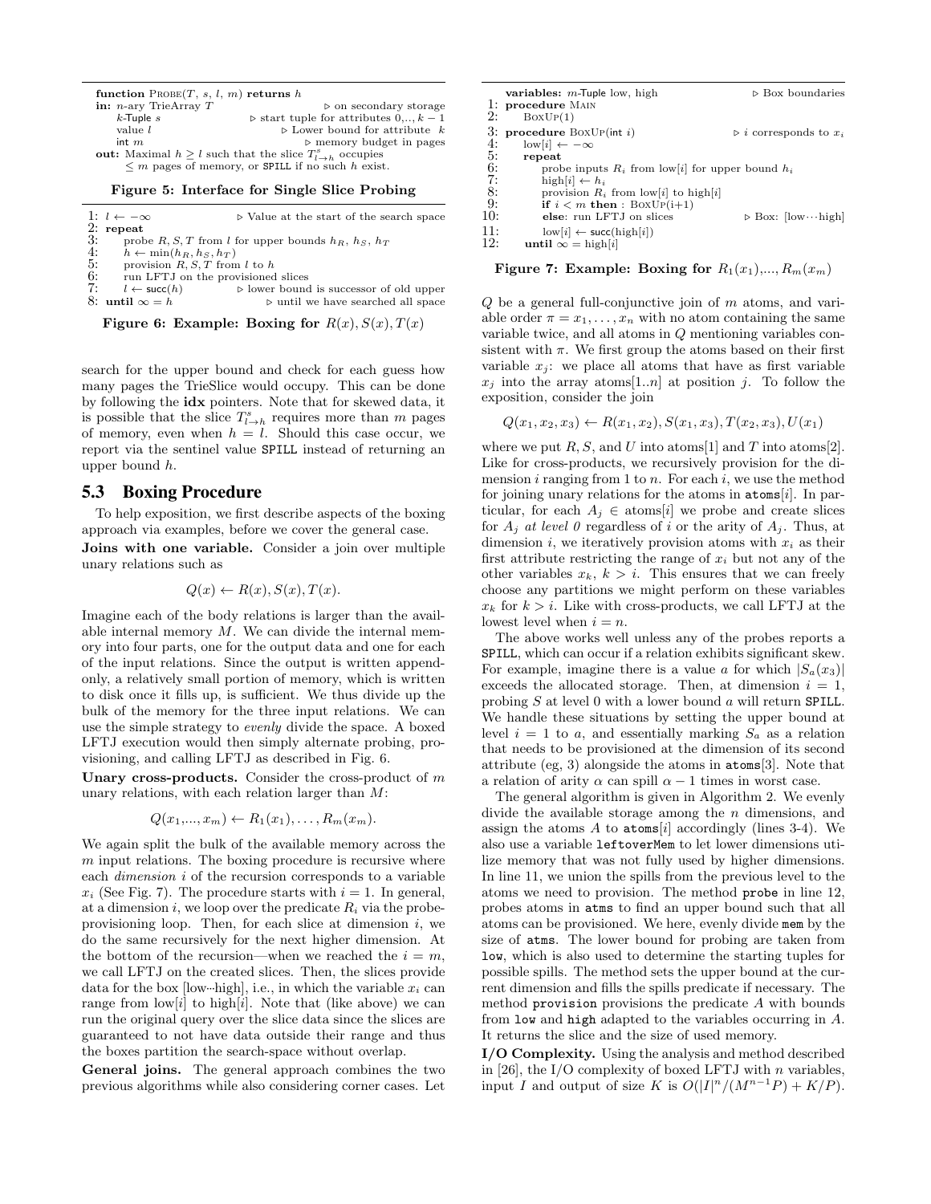```
function PROBE(T, s, l, m) returns h
in: n-ary TrieArray T                          ▷ on secondary storage
    k-Tuple s                    ▷ start tuple for attributes 0,.., k − 1
    value l                            ▷ Lower bound for attribute k
    int m                              ▷ memory budget in pages
out: Maximal h ≥ l such that the slice T^s_{l→h} occupies
     ≤ m pages of memory, or SPILL if no such h exist.
```

**Figure 5: Interface for Single Slice Probing**

```
1: l ← −∞                      ▷ Value at the start of the search space
2: repeat
3:     probe R, S, T from l for upper bounds h_R, h_S, h_T
4:     h ← min(h_R, h_S, h_T)
5:     provision R, S, T from l to h
6:     run LFTJ on the provisioned slices
7:     l ← succ(h)           ▷ lower bound is successor of old upper
8: until ∞ = h                     ▷ until we have searched all space
```

**Figure 6: Example: Boxing for $R(x), S(x), T(x)$**

search for the upper bound and check for each guess how many pages the TrieSlice would occupy. This can be done by following the **idx** pointers. Note that for skewed data, it is possible that the slice $T^s_{l\to h}$ requires more than $m$ pages of memory, even when $h = l$. Should this case occur, we report via the sentinel value SPILL instead of returning an upper bound $h$.

## 5.3 Boxing Procedure

To help exposition, we first describe aspects of the boxing approach via examples, before we cover the general case.

**Joins with one variable.** Consider a join over multiple unary relations such as

$$Q(x) \leftarrow R(x), S(x), T(x).$$

Imagine each of the body relations is larger than the available internal memory $M$. We can divide the internal memory into four parts, one for the output data and one for each of the input relations. Since the output is written append-only, a relatively small portion of memory, which is written to disk once it fills up, is sufficient. We thus divide up the bulk of the memory for the three input relations. We can use the simple strategy to *evenly* divide the space. A boxed LFTJ execution would then simply alternate probing, provisioning, and calling LFTJ as described in Fig. 6.

**Unary cross-products.** Consider the cross-product of $m$ unary relations, with each relation larger than $M$:

$$Q(x_1,..., x_m) \leftarrow R_1(x_1), \ldots, R_m(x_m).$$

We again split the bulk of the available memory across the $m$ input relations. The boxing procedure is recursive where each *dimension* $i$ of the recursion corresponds to a variable $x_i$ (See Fig. 7). The procedure starts with $i = 1$. In general, at a dimension $i$, we loop over the predicate $R_i$ via the probe-provisioning loop. Then, for each slice at dimension $i$, we do the same recursively for the next higher dimension. At the bottom of the recursion—when we reached the $i = m$, we call LFTJ on the created slices. Then, the slices provide data for the box [low···high], i.e., in which the variable $x_i$ can range from low[$i$] to high[$i$]. Note that (like above) we can run the original query over the slice data since the slices are guaranteed to not have data outside their range and thus the boxes partition the search-space without overlap.

**General joins.** The general approach combines the two previous algorithms while also considering corner cases. Let

```
    variables: m-Tuple low, high                   ▷ Box boundaries
 1: procedure MAIN
 2:     BOXUP(1)

 3: procedure BOXUP(int i)                  ▷ i corresponds to x_i
 4:     low[i] ← −∞
 5:     repeat
 6:         probe inputs R_i from low[i] for upper bound h_i
 7:         high[i] ← h_i
 8:         provision R_i from low[i] to high[i]
 9:         if i < m then : BOXUP(i+1)
10:         else: run LFTJ on slices              ▷ Box: [low···high]
11:         low[i] ← succ(high[i])
12:     until ∞ = high[i]
```

**Figure 7: Example: Boxing for $R_1(x_1),..., R_m(x_m)$**

$Q$ be a general full-conjunctive join of $m$ atoms, and variable order $\pi = x_1, \ldots, x_n$ with no atom containing the same variable twice, and all atoms in $Q$ mentioning variables consistent with $\pi$. We first group the atoms based on their first variable $x_j$: we place all atoms that have as first variable $x_j$ into the array atoms[1..$n$] at position $j$. To follow the exposition, consider the join

$$Q(x_1, x_2, x_3) \leftarrow R(x_1, x_2), S(x_1, x_3), T(x_2, x_3), U(x_1)$$

where we put $R, S,$ and $U$ into atoms[1] and $T$ into atoms[2]. Like for cross-products, we recursively provision for the dimension $i$ ranging from 1 to $n$. For each $i$, we use the method for joining unary relations for the atoms in atoms[$i$]. In particular, for each $A_j \in$ atoms[$i$] we probe and create slices for $A_j$ *at level 0* regardless of $i$ or the arity of $A_j$. Thus, at dimension $i$, we iteratively provision atoms with $x_i$ as their first attribute restricting the range of $x_i$ but not any of the other variables $x_k$, $k > i$. This ensures that we can freely choose any partitions we might perform on these variables $x_k$ for $k > i$. Like with cross-products, we call LFTJ at the lowest level when $i = n$.

The above works well unless any of the probes reports a SPILL, which can occur if a relation exhibits significant skew. For example, imagine there is a value $a$ for which $|S_a(x_3)|$ exceeds the allocated storage. Then, at dimension $i = 1$, probing $S$ at level 0 with a lower bound $a$ will return SPILL. We handle these situations by setting the upper bound at level $i = 1$ to $a$, and essentially marking $S_a$ as a relation that needs to be provisioned at the dimension of its second attribute (eg, 3) alongside the atoms in atoms[3]. Note that a relation of arity $\alpha$ can spill $\alpha - 1$ times in worst case.

The general algorithm is given in Algorithm 2. We evenly divide the available storage among the $n$ dimensions, and assign the atoms $A$ to atoms[$i$] accordingly (lines 3-4). We also use a variable leftoverMem to let lower dimensions utilize memory that was not fully used by higher dimensions. In line 11, we union the spills from the previous level to the atoms we need to provision. The method probe in line 12, probes atoms in atms to find an upper bound such that all atoms can be provisioned. We here, evenly divide mem by the size of atms. The lower bound for probing are taken from low, which is also used to determine the starting tuples for possible spills. The method sets the upper bound at the current dimension and fills the spills predicate if necessary. The method provision provisions the predicate $A$ with bounds from low and high adapted to the variables occurring in $A$. It returns the slice and the size of used memory.

**I/O Complexity.** Using the analysis and method described in [26], the I/O complexity of boxed LFTJ with $n$ variables, input $I$ and output of size $K$ is $O(|I|^n/(M^{n-1}P) + K/P)$.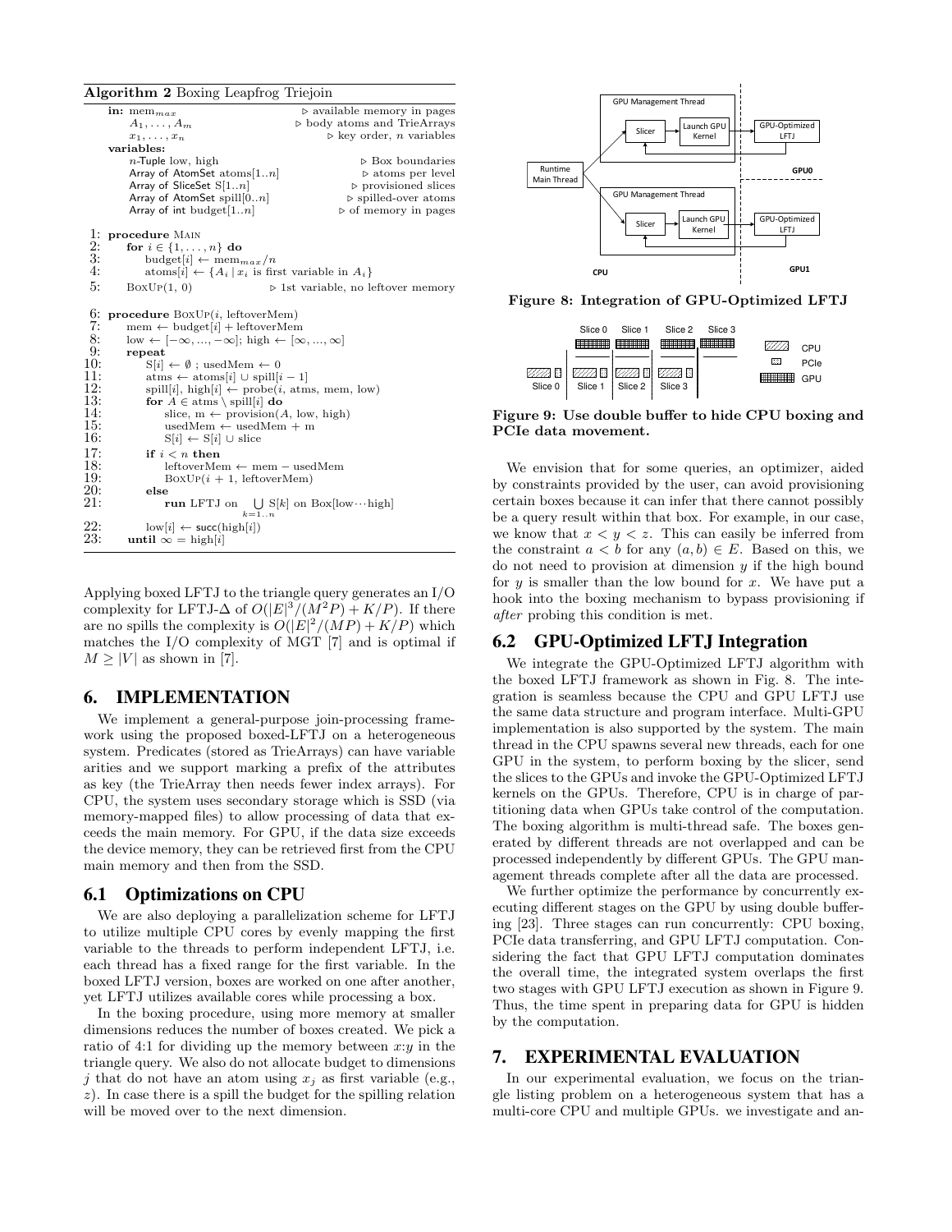**Algorithm 2** Boxing Leapfrog Triejoin

```
    in: mem_max                                  ▷ available memory in pages
        A_1, ..., A_m                            ▷ body atoms and TrieArrays
        x_1, ..., x_n                            ▷ key order, n variables
    variables:
        n-Tuple low, high                        ▷ Box boundaries
        Array of AtomSet atoms[1..n]             ▷ atoms per level
        Array of SliceSet S[1..n]                ▷ provisioned slices
        Array of AtomSet spill[0..n]             ▷ spilled-over atoms
        Array of int budget[1..n]                ▷ of memory in pages

 1: procedure MAIN
 2:     for i ∈ {1, ..., n} do
 3:         budget[i] ← mem_max/n
 4:         atoms[i] ← {A_i | x_i is first variable in A_i}
 5:     BOXUP(1, 0)                              ▷ 1st variable, no leftover memory

 6: procedure BOXUP(i, leftoverMem)
 7:     mem ← budget[i] + leftoverMem
 8:     low ← [−∞, ..., −∞]; high ← [∞, ..., ∞]
 9:     repeat
10:         S[i] ← ∅ ; usedMem ← 0
11:         atms ← atoms[i] ∪ spill[i − 1]
12:         spill[i], high[i] ← probe(i, atms, mem, low)
13:         for A ∈ atms \ spill[i] do
14:             slice, m ← provision(A, low, high)
15:             usedMem ← usedMem + m
16:             S[i] ← S[i] ∪ slice
17:         if i < n then
18:             leftoverMem ← mem − usedMem
19:             BOXUP(i + 1, leftoverMem)
20:         else
21:             run LFTJ on ⋃_{k=1..n} S[k] on Box[low···high]
22:         low[i] ← succ(high[i])
23:     until ∞ = high[i]
```

Applying boxed LFTJ to the triangle query generates an I/O complexity for LFTJ-Δ of $O(|E|^3/(M^2P) + K/P)$. If there are no spills the complexity is $O(|E|^2/(MP) + K/P)$ which matches the I/O complexity of MGT [7] and is optimal if $M \geq |V|$ as shown in [7].

## 6. IMPLEMENTATION

We implement a general-purpose join-processing framework using the proposed boxed-LFTJ on a heterogeneous system. Predicates (stored as TrieArrays) can have variable arities and we support marking a prefix of the attributes as key (the TrieArray then needs fewer index arrays). For CPU, the system uses secondary storage which is SSD (via memory-mapped files) to allow processing of data that exceeds the main memory. For GPU, if the data size exceeds the device memory, they can be retrieved first from the CPU main memory and then from the SSD.

### 6.1 Optimizations on CPU

We are also deploying a parallelization scheme for LFTJ to utilize multiple CPU cores by evenly mapping the first variable to the threads to perform independent LFTJ, i.e. each thread has a fixed range for the first variable. In the boxed LFTJ version, boxes are worked on one after another, yet LFTJ utilizes available cores while processing a box.

In the boxing procedure, using more memory at smaller dimensions reduces the number of boxes created. We pick a ratio of 4:1 for dividing up the memory between $x$:$y$ in the triangle query. We also do not allocate budget to dimensions $j$ that do not have an atom using $x_j$ as first variable (e.g., $z$). In case there is a spill the budget for the spilling relation will be moved over to the next dimension.

GPU Management Thread
Slicer
Launch GPU Kernel
GPU-Optimized LFTJ
Runtime Main Thread
GPU0
GPU Management Thread
Slicer
Launch GPU Kernel
GPU-Optimized LFTJ
CPU
GPU1

**Figure 8: Integration of GPU-Optimized LFTJ**

Slice 0 Slice 1 Slice 2 Slice 3
Slice 0 Slice 1 Slice 2 Slice 3
CPU
PCIe
GPU

**Figure 9: Use double buffer to hide CPU boxing and PCIe data movement.**

We envision that for some queries, an optimizer, aided by constraints provided by the user, can avoid provisioning certain boxes because it can infer that there cannot possibly be a query result within that box. For example, in our case, we know that $x < y < z$. This can easily be inferred from the constraint $a < b$ for any $(a, b) \in E$. Based on this, we do not need to provision at dimension $y$ if the high bound for $y$ is smaller than the low bound for $x$. We have put a hook into the boxing mechanism to bypass provisioning if *after* probing this condition is met.

### 6.2 GPU-Optimized LFTJ Integration

We integrate the GPU-Optimized LFTJ algorithm with the boxed LFTJ framework as shown in Fig. 8. The integration is seamless because the CPU and GPU LFTJ use the same data structure and program interface. Multi-GPU implementation is also supported by the system. The main thread in the CPU spawns several new threads, each for one GPU in the system, to perform boxing by the slicer, send the slices to the GPUs and invoke the GPU-Optimized LFTJ kernels on the GPUs. Therefore, CPU is in charge of partitioning data when GPUs take control of the computation. The boxing algorithm is multi-thread safe. The boxes generated by different threads are not overlapped and can be processed independently by different GPUs. The GPU management threads complete after all the data are processed.

We further optimize the performance by concurrently executing different stages on the GPU by using double buffering [23]. Three stages can run concurrently: CPU boxing, PCIe data transferring, and GPU LFTJ computation. Considering the fact that GPU LFTJ computation dominates the overall time, the integrated system overlaps the first two stages with GPU LFTJ execution as shown in Figure 9. Thus, the time spent in preparing data for GPU is hidden by the computation.

## 7. EXPERIMENTAL EVALUATION

In our experimental evaluation, we focus on the triangle listing problem on a heterogeneous system that has a multi-core CPU and multiple GPUs. we investigate and an-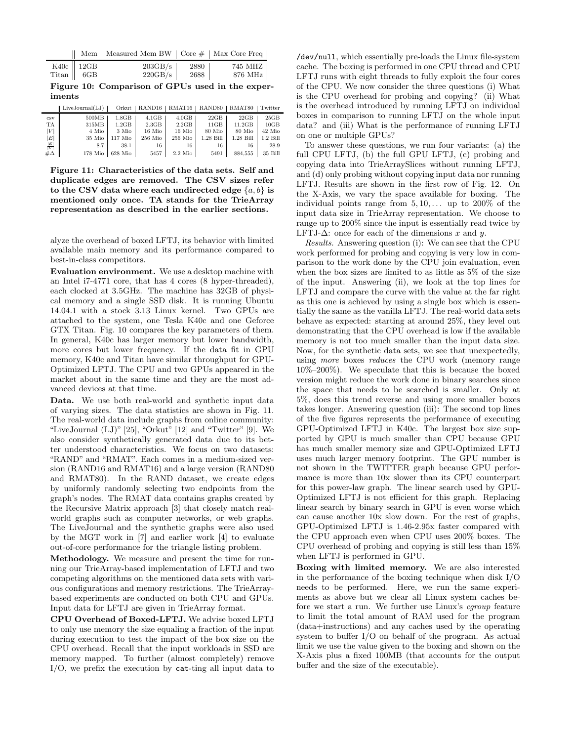|  | Mem | Measured Mem BW | Core # | Max Core Freq |
|---|---|---|---|---|
| K40c | 12GB | 203GB/s | 2880 | 745 MHZ |
| Titan | 6GB | 220GB/s | 2688 | 876 MHz |

**Figure 10: Comparison of GPUs used in the experiments**

|  | LiveJournal(LJ) | Orkut | RAND16 | RMAT16 | RAND80 | RMAT80 | Twitter |
|---|---|---|---|---|---|---|---|
| csv | 500MB | 1.8GB | 4.1GB | 4.0GB | 22GB | 22GB | 25GB |
| TA | 315MB | 1.2GB | 2.3GB | 2.2GB | 11GB | 11.2GB | 10GB |
| $\|V\|$ | 4 Mio | 3 Mio | 16 Mio | 16 Mio | 80 Mio | 80 Mio | 42 Mio |
| $\|E\|$ | 35 Mio | 117 Mio | 256 Mio | 256 Mio | 1.28 Bill | 1.28 Bill | 1.2 Bill |
| $\frac{\|E\|}{\|V\|}$ | 8.7 | 38.1 | 16 | 16 | 16 | 16 | 28.9 |
| $\#\Delta$ | 178 Mio | 628 Mio | 5457 | 2.2 Mio | 5491 | 884,555 | 35 Bill |

**Figure 11: Characteristics of the data sets. Self and duplicate edges are removed. The CSV sizes refer to the CSV data where each undirected edge $\{a, b\}$ is mentioned only once. TA stands for the TrieArray representation as described in the earlier sections.**

alyze the overhead of boxed LFTJ, its behavior with limited available main memory and its performance compared to best-in-class competitors.

**Evaluation environment.** We use a desktop machine with an Intel i7-4771 core, that has 4 cores (8 hyper-threaded), each clocked at 3.5GHz. The machine has 32GB of physical memory and a single SSD disk. It is running Ubuntu 14.04.1 with a stock 3.13 Linux kernel. Two GPUs are attached to the system, one Tesla K40c and one Geforce GTX Titan. Fig. 10 compares the key parameters of them. In general, K40c has larger memory but lower bandwidth, more cores but lower frequency. If the data fit in GPU memory, K40c and Titan have similar throughput for GPU-Optimized LFTJ. The CPU and two GPUs appeared in the market about in the same time and they are the most advanced devices at that time.

**Data.** We use both real-world and synthetic input data of varying sizes. The data statistics are shown in Fig. 11. The real-world data include graphs from online community: "LiveJournal (LJ)" [25], "Orkut" [12] and "Twitter" [9]. We also consider synthetically generated data due to its better understood characteristics. We focus on two datasets: "RAND" and "RMAT". Each comes in a medium-sized version (RAND16 and RMAT16) and a large version (RAND80 and RMAT80). In the RAND dataset, we create edges by uniformly randomly selecting two endpoints from the graph's nodes. The RMAT data contains graphs created by the Recursive Matrix approach [3] that closely match real-world graphs such as computer networks, or web graphs. The LiveJournal and the synthetic graphs were also used by the MGT work in [7] and earlier work [4] to evaluate out-of-core performance for the triangle listing problem.

**Methodology.** We measure and present the time for running our TrieArray-based implementation of LFTJ and two competing algorithms on the mentioned data sets with various configurations and memory restrictions. The TrieArray-based experiments are conducted on both CPU and GPUs. Input data for LFTJ are given in TrieArray format.

**CPU Overhead of Boxed-LFTJ.** We advise boxed LFTJ to only use memory the size equaling a fraction of the input during execution to test the impact of the box size on the CPU overhead. Recall that the input workloads in SSD are memory mapped. To further (almost completely) remove I/O, we prefix the execution by `cat`-ting all input data to `/dev/null`, which essentially pre-loads the Linux file-system cache. The boxing is performed in one CPU thread and CPU LFTJ runs with eight threads to fully exploit the four cores of the CPU. We now consider the three questions (i) What is the CPU overhead for probing and copying? (ii) What is the overhead introduced by running LFTJ on individual boxes in comparison to running LFTJ on the whole input data? and (iii) What is the performance of running LFTJ on one or multiple GPUs?

To answer these questions, we run four variants: (a) the full CPU LFTJ, (b) the full GPU LFTJ, (c) probing and copying data into TrieArraySlices without running LFTJ, and (d) only probing without copying input data nor running LFTJ. Results are shown in the first row of Fig. 12. On the X-Axis, we vary the space available for boxing. The individual points range from $5, 10, \ldots$ up to 200% of the input data size in TrieArray representation. We choose to range up to 200% since the input is essentially read twice by LFTJ-$\Delta$: once for each of the dimensions $x$ and $y$.

*Results.* Answering question (i): We can see that the CPU work performed for probing and copying is very low in comparison to the work done by the CPU join evaluation, even when the box sizes are limited to as little as 5% of the size of the input. Answering (ii), we look at the top lines for LFTJ and compare the curve with the value at the far right as this one is achieved by using a single box which is essentially the same as the vanilla LFTJ. The real-world data sets behave as expected: starting at around 25%, they level out demonstrating that the CPU overhead is low if the available memory is not too much smaller than the input data size. Now, for the synthetic data sets, we see that unexpectedly, using *more* boxes *reduces* the CPU work (memory range 10%–200%). We speculate that this is because the boxed version might reduce the work done in binary searches since the space that needs to be searched is smaller. Only at 5%, does this trend reverse and using more smaller boxes takes longer. Answering question (iii): The second top lines of the five figures represents the performance of executing GPU-Optimized LFTJ in K40c. The largest box size supported by GPU is much smaller than CPU because GPU has much smaller memory size and GPU-Optimized LFTJ uses much larger memory footprint. The GPU number is not shown in the TWITTER graph because GPU performance is more than 10x slower than its CPU counterpart for this power-law graph. The linear search used by GPU-Optimized LFTJ is not efficient for this graph. Replacing linear search by binary search in GPU is even worse which can cause another 10x slow down. For the rest of graphs, GPU-Optimized LFTJ is 1.46-2.95x faster compared with the CPU approach even when CPU uses 200% boxes. The CPU overhead of probing and copying is still less than 15% when LFTJ is performed in GPU.

**Boxing with limited memory.** We are also interested in the performance of the boxing technique when disk I/O needs to be performed. Here, we run the same experiments as above but we clear all Linux system caches before we start a run. We further use Linux's *cgroup* feature to limit the total amount of RAM used for the program (data+instructions) and any caches used by the operating system to buffer I/O on behalf of the program. As actual limit we use the value given to the boxing and shown on the X-Axis plus a fixed 100MB (that accounts for the output buffer and the size of the executable).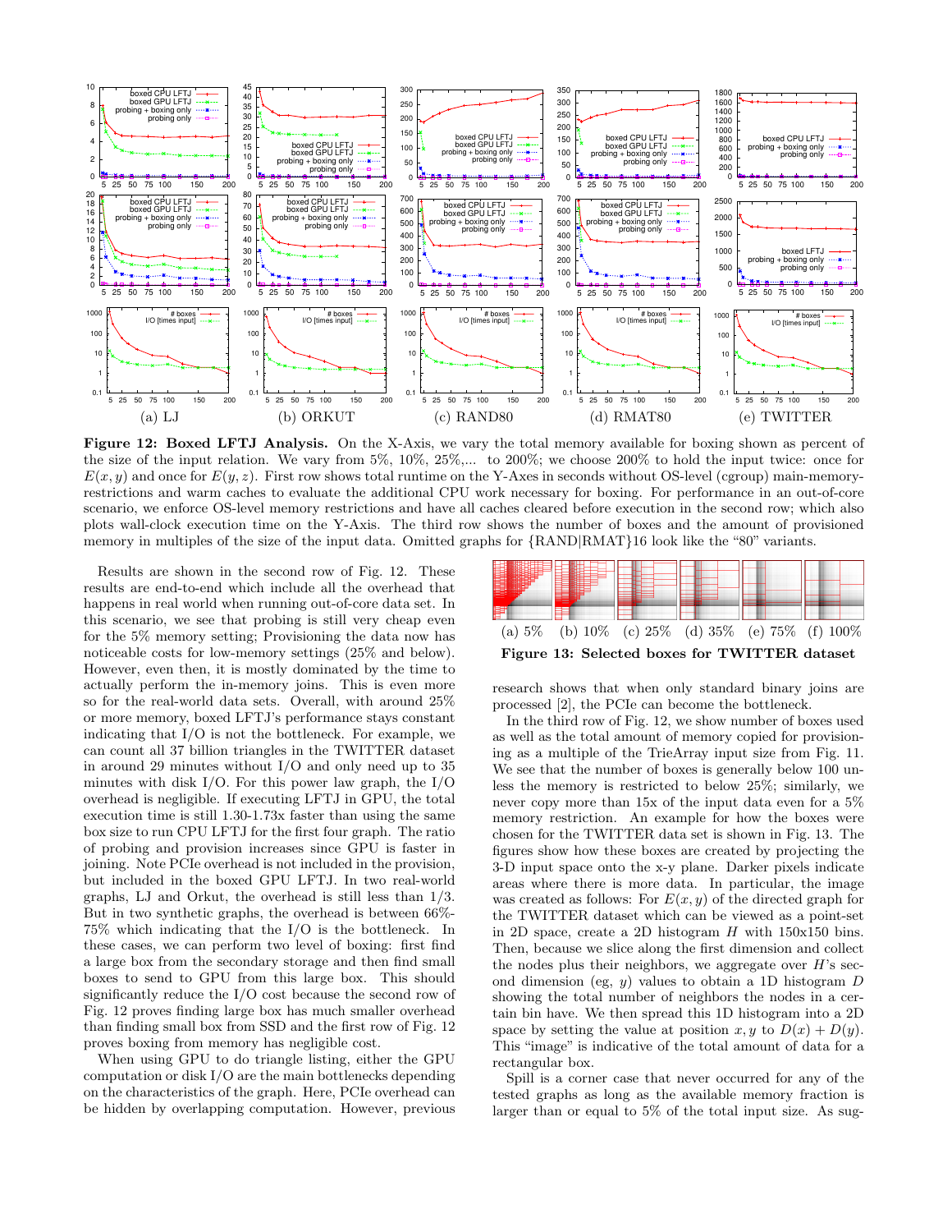**Figure 12: Boxed LFTJ Analysis.** On the X-Axis, we vary the total memory available for boxing shown as percent of the size of the input relation. We vary from 5%, 10%, 25%,... to 200%; we choose 200% to hold the input twice: once for $E(x, y)$ and once for $E(y, z)$. First row shows total runtime on the Y-Axes in seconds without OS-level (cgroup) main-memory-restrictions and warm caches to evaluate the additional CPU work necessary for boxing. For performance in an out-of-core scenario, we enforce OS-level memory restrictions and have all caches cleared before execution in the second row; which also plots wall-clock execution time on the Y-Axis. The third row shows the number of boxes and the amount of provisioned memory in multiples of the size of the input data. Omitted graphs for {RAND|RMAT}16 look like the "80" variants.

Results are shown in the second row of Fig. 12. These results are end-to-end which include all the overhead that happens in real world when running out-of-core data set. In this scenario, we see that probing is still very cheap even for the 5% memory setting; Provisioning the data now has noticeable costs for low-memory settings (25% and below). However, even then, it is mostly dominated by the time to actually perform the in-memory joins. This is even more so for the real-world data sets. Overall, with around 25% or more memory, boxed LFTJ's performance stays constant indicating that I/O is not the bottleneck. For example, we can count all 37 billion triangles in the TWITTER dataset in around 29 minutes without I/O and only need up to 35 minutes with disk I/O. For this power law graph, the I/O overhead is negligible. If executing LFTJ in GPU, the total execution time is still 1.30-1.73x faster than using the same box size to run CPU LFTJ for the first four graph. The ratio of probing and provision increases since GPU is faster in joining. Note PCIe overhead is not included in the provision, but included in the boxed GPU LFTJ. In two real-world graphs, LJ and Orkut, the overhead is still less than 1/3. But in two synthetic graphs, the overhead is between 66%-75% which indicating that the I/O is the bottleneck. In these cases, we can perform two level of boxing: first find a large box from the secondary storage and then find small boxes to send to GPU from this large box. This should significantly reduce the I/O cost because the second row of Fig. 12 proves finding large box has much smaller overhead than finding small box from SSD and the first row of Fig. 12 proves boxing from memory has negligible cost.

When using GPU to do triangle listing, either the GPU computation or disk I/O are the main bottlenecks depending on the characteristics of the graph. Here, PCIe overhead can be hidden by overlapping computation. However, previous research shows that when only standard binary joins are processed [2], the PCIe can become the bottleneck.

**Figure 13: Selected boxes for TWITTER dataset** ((a) 5% (b) 10% (c) 25% (d) 35% (e) 75% (f) 100%)

In the third row of Fig. 12, we show number of boxes used as well as the total amount of memory copied for provisioning as a multiple of the TrieArray input size from Fig. 11. We see that the number of boxes is generally below 100 unless the memory is restricted to below 25%; similarly, we never copy more than 15x of the input data even for a 5% memory restriction. An example for how the boxes were chosen for the TWITTER data set is shown in Fig. 13. The figures show how these boxes are created by projecting the 3-D input space onto the x-y plane. Darker pixels indicate areas where there is more data. In particular, the image was created as follows: For $E(x, y)$ of the directed graph for the TWITTER dataset which can be viewed as a point-set in 2D space, create a 2D histogram $H$ with 150x150 bins. Then, because we slice along the first dimension and collect the nodes plus their neighbors, we aggregate over $H$'s second dimension (eg, $y$) values to obtain a 1D histogram $D$ showing the total number of neighbors the nodes in a certain bin have. We then spread this 1D histogram into a 2D space by setting the value at position $x, y$ to $D(x) + D(y)$. This "image" is indicative of the total amount of data for a rectangular box.

Spill is a corner case that never occurred for any of the tested graphs as long as the available memory fraction is larger than or equal to 5% of the total input size. As sug-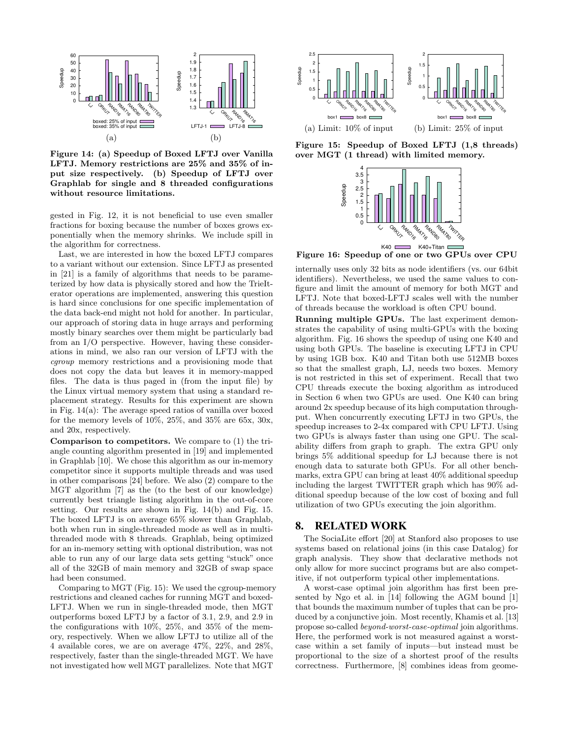Figure 14: (a) Speedup of Boxed LFTJ over Vanilla LFTJ. Memory restrictions are 25% and 35% of input size respectively. (b) Speedup of LFTJ over Graphlab for single and 8 threaded configurations without resource limitations.

Figure 15: Speedup of Boxed LFTJ (1,8 threads) over MGT (1 thread) with limited memory.

Figure 16: Speedup of one or two GPUs over CPU

gested in Fig. 12, it is not beneficial to use even smaller fractions for boxing because the number of boxes grows exponentially when the memory shrinks. We include spill in the algorithm for correctness.

Last, we are interested in how the boxed LFTJ compares to a variant without our extension. Since LFTJ as presented in [21] is a family of algorithms that needs to be parameterized by how data is physically stored and how the TrieIterator operations are implemented, answering this question is hard since conclusions for one specific implementation of the data back-end might not hold for another. In particular, our approach of storing data in huge arrays and performing mostly binary searches over them might be particularly bad from an I/O perspective. However, having these considerations in mind, we also ran our version of LFTJ with the *cgroup* memory restrictions and a provisioning mode that does not copy the data but leaves it in memory-mapped files. The data is thus paged in (from the input file) by the Linux virtual memory system that using a standard replacement strategy. Results for this experiment are shown in Fig. 14(a): The average speed ratios of vanilla over boxed for the memory levels of 10%, 25%, and 35% are 65x, 30x, and 20x, respectively.

**Comparison to competitors.** We compare to (1) the triangle counting algorithm presented in [19] and implemented in Graphlab [10]. We chose this algorithm as our in-memory competitor since it supports multiple threads and was used in other comparisons [24] before. We also (2) compare to the MGT algorithm [7] as the (to the best of our knowledge) currently best triangle listing algorithm in the out-of-core setting. Our results are shown in Fig. 14(b) and Fig. 15. The boxed LFTJ is on average 65% slower than Graphlab, both when run in single-threaded mode as well as in multi-threaded mode with 8 threads. Graphlab, being optimized for an in-memory setting with optional distribution, was not able to run any of our large data sets getting "stuck" once all of the 32GB of main memory and 32GB of swap space had been consumed.

Comparing to MGT (Fig. 15): We used the cgroup-memory restrictions and cleaned caches for running MGT and boxed-LFTJ. When we run in single-threaded mode, then MGT outperforms boxed LFTJ by a factor of 3.1, 2.9, and 2.9 in the configurations with 10%, 25%, and 35% of the memory, respectively. When we allow LFTJ to utilize all of the 4 available cores, we are on average 47%, 22%, and 28%, respectively, faster than the single-threaded MGT. We have not investigated how well MGT parallelizes. Note that MGT internally uses only 32 bits as node identifiers (vs. our 64bit identifiers). Nevertheless, we used the same values to configure and limit the amount of memory for both MGT and LFTJ. Note that boxed-LFTJ scales well with the number of threads because the workload is often CPU bound.

**Running multiple GPUs.** The last experiment demonstrates the capability of using multi-GPUs with the boxing algorithm. Fig. 16 shows the speedup of using one K40 and using both GPUs. The baseline is executing LFTJ in CPU by using 1GB box. K40 and Titan both use 512MB boxes so that the smallest graph, LJ, needs two boxes. Memory is not restricted in this set of experiment. Recall that two CPU threads execute the boxing algorithm as introduced in Section 6 when two GPUs are used. One K40 can bring around 2x speedup because of its high computation throughput. When concurrently executing LFTJ in two GPUs, the speedup increases to 2-4x compared with CPU LFTJ. Using two GPUs is always faster than using one GPU. The scalability differs from graph to graph. The extra GPU only brings 5% additional speedup for LJ because there is not enough data to saturate both GPUs. For all other benchmarks, extra GPU can bring at least 40% additional speedup including the largest TWITTER graph which has 90% additional speedup because of the low cost of boxing and full utilization of two GPUs executing the join algorithm.

## 8. RELATED WORK

The SociaLite effort [20] at Stanford also proposes to use systems based on relational joins (in this case Datalog) for graph analysis. They show that declarative methods not only allow for more succinct programs but are also competitive, if not outperform typical other implementations.

A worst-case optimal join algorithm has first been presented by Ngo et al. in [14] following the AGM bound [1] that bounds the maximum number of tuples that can be produced by a conjunctive join. Most recently, Khamis et al. [13] propose so-called *beyond-worst-case-optimal* join algorithms. Here, the performed work is not measured against a worst-case within a set family of inputs—but instead must be proportional to the size of a shortest proof of the results correctness. Furthermore, [8] combines ideas from geome-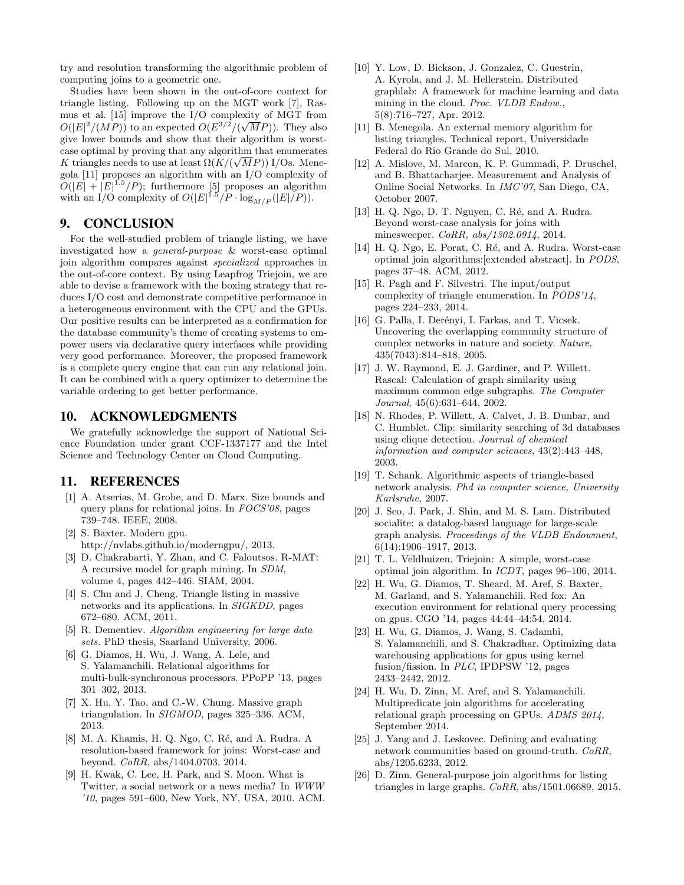try and resolution transforming the algorithmic problem of computing joins to a geometric one.

Studies have been shown in the out-of-core context for triangle listing. Following up on the MGT work [7], Rasmus et al. [15] improve the I/O complexity of MGT from $O(|E|^2/(MP))$ to an expected $O(E^{3/2}/(\sqrt{M}P))$. They also give lower bounds and show that their algorithm is worst-case optimal by proving that any algorithm that enumerates $K$ triangles needs to use at least $\Omega(K/(\sqrt{M}P))$ I/Os. Menegola [11] proposes an algorithm with an I/O complexity of $O(|E| + |E|^{1.5}/P)$; furthermore [5] proposes an algorithm with an I/O complexity of $O(|E|^{1.5}/P \cdot \log_{M/P}(|E|/P))$.

## 9. CONCLUSION

For the well-studied problem of triangle listing, we have investigated how a *general-purpose* & worst-case optimal join algorithm compares against *specialized* approaches in the out-of-core context. By using Leapfrog Triejoin, we are able to devise a framework with the boxing strategy that reduces I/O cost and demonstrate competitive performance in a heterogeneous environment with the CPU and the GPUs. Our positive results can be interpreted as a confirmation for the database community's theme of creating systems to empower users via declarative query interfaces while providing very good performance. Moreover, the proposed framework is a complete query engine that can run any relational join. It can be combined with a query optimizer to determine the variable ordering to get better performance.

## 10. ACKNOWLEDGMENTS

We gratefully acknowledge the support of National Science Foundation under grant CCF-1337177 and the Intel Science and Technology Center on Cloud Computing.

## 11. REFERENCES

[1] A. Atserias, M. Grohe, and D. Marx. Size bounds and query plans for relational joins. In *FOCS'08*, pages 739–748. IEEE, 2008.

[2] S. Baxter. Modern gpu. http://nvlabs.github.io/moderngpu/, 2013.

[3] D. Chakrabarti, Y. Zhan, and C. Faloutsos. R-MAT: A recursive model for graph mining. In *SDM*, volume 4, pages 442–446. SIAM, 2004.

[4] S. Chu and J. Cheng. Triangle listing in massive networks and its applications. In *SIGKDD*, pages 672–680. ACM, 2011.

[5] R. Dementiev. *Algorithm engineering for large data sets.* PhD thesis, Saarland University, 2006.

[6] G. Diamos, H. Wu, J. Wang, A. Lele, and S. Yalamanchili. Relational algorithms for multi-bulk-synchronous processors. PPoPP '13, pages 301–302, 2013.

[7] X. Hu, Y. Tao, and C.-W. Chung. Massive graph triangulation. In *SIGMOD*, pages 325–336. ACM, 2013.

[8] M. A. Khamis, H. Q. Ngo, C. Ré, and A. Rudra. A resolution-based framework for joins: Worst-case and beyond. *CoRR*, abs/1404.0703, 2014.

[9] H. Kwak, C. Lee, H. Park, and S. Moon. What is Twitter, a social network or a news media? In *WWW '10*, pages 591–600, New York, NY, USA, 2010. ACM.

[10] Y. Low, D. Bickson, J. Gonzalez, C. Guestrin, A. Kyrola, and J. M. Hellerstein. Distributed graphlab: A framework for machine learning and data mining in the cloud. *Proc. VLDB Endow.*, 5(8):716–727, Apr. 2012.

[11] B. Menegola. An external memory algorithm for listing triangles. Technical report, Universidade Federal do Rio Grande do Sul, 2010.

[12] A. Mislove, M. Marcon, K. P. Gummadi, P. Druschel, and B. Bhattacharjee. Measurement and Analysis of Online Social Networks. In *IMC'07*, San Diego, CA, October 2007.

[13] H. Q. Ngo, D. T. Nguyen, C. Ré, and A. Rudra. Beyond worst-case analysis for joins with minesweeper. *CoRR, abs/1302.0914*, 2014.

[14] H. Q. Ngo, E. Porat, C. Ré, and A. Rudra. Worst-case optimal join algorithms:[extended abstract]. In *PODS*, pages 37–48. ACM, 2012.

[15] R. Pagh and F. Silvestri. The input/output complexity of triangle enumeration. In *PODS'14*, pages 224–233, 2014.

[16] G. Palla, I. Derényi, I. Farkas, and T. Vicsek. Uncovering the overlapping community structure of complex networks in nature and society. *Nature*, 435(7043):814–818, 2005.

[17] J. W. Raymond, E. J. Gardiner, and P. Willett. Rascal: Calculation of graph similarity using maximum common edge subgraphs. *The Computer Journal*, 45(6):631–644, 2002.

[18] N. Rhodes, P. Willett, A. Calvet, J. B. Dunbar, and C. Humblet. Clip: similarity searching of 3d databases using clique detection. *Journal of chemical information and computer sciences*, 43(2):443–448, 2003.

[19] T. Schank. Algorithmic aspects of triangle-based network analysis. *Phd in computer science, University Karlsruhe*, 2007.

[20] J. Seo, J. Park, J. Shin, and M. S. Lam. Distributed socialite: a datalog-based language for large-scale graph analysis. *Proceedings of the VLDB Endowment*, 6(14):1906–1917, 2013.

[21] T. L. Veldhuizen. Triejoin: A simple, worst-case optimal join algorithm. In *ICDT*, pages 96–106, 2014.

[22] H. Wu, G. Diamos, T. Sheard, M. Aref, S. Baxter, M. Garland, and S. Yalamanchili. Red fox: An execution environment for relational query processing on gpus. CGO '14, pages 44:44–44:54, 2014.

[23] H. Wu, G. Diamos, J. Wang, S. Cadambi, S. Yalamanchili, and S. Chakradhar. Optimizing data warehousing applications for gpus using kernel fission/fusion. In *PLC*, IPDPSW '12, pages 2433–2442, 2012.

[24] H. Wu, D. Zinn, M. Aref, and S. Yalamanchili. Multipredicate join algorithms for accelerating relational graph processing on GPUs. *ADMS 2014*, September 2014.

[25] J. Yang and J. Leskovec. Defining and evaluating network communities based on ground-truth. *CoRR*, abs/1205.6233, 2012.

[26] D. Zinn. General-purpose join algorithms for listing triangles in large graphs. *CoRR*, abs/1501.06689, 2015.